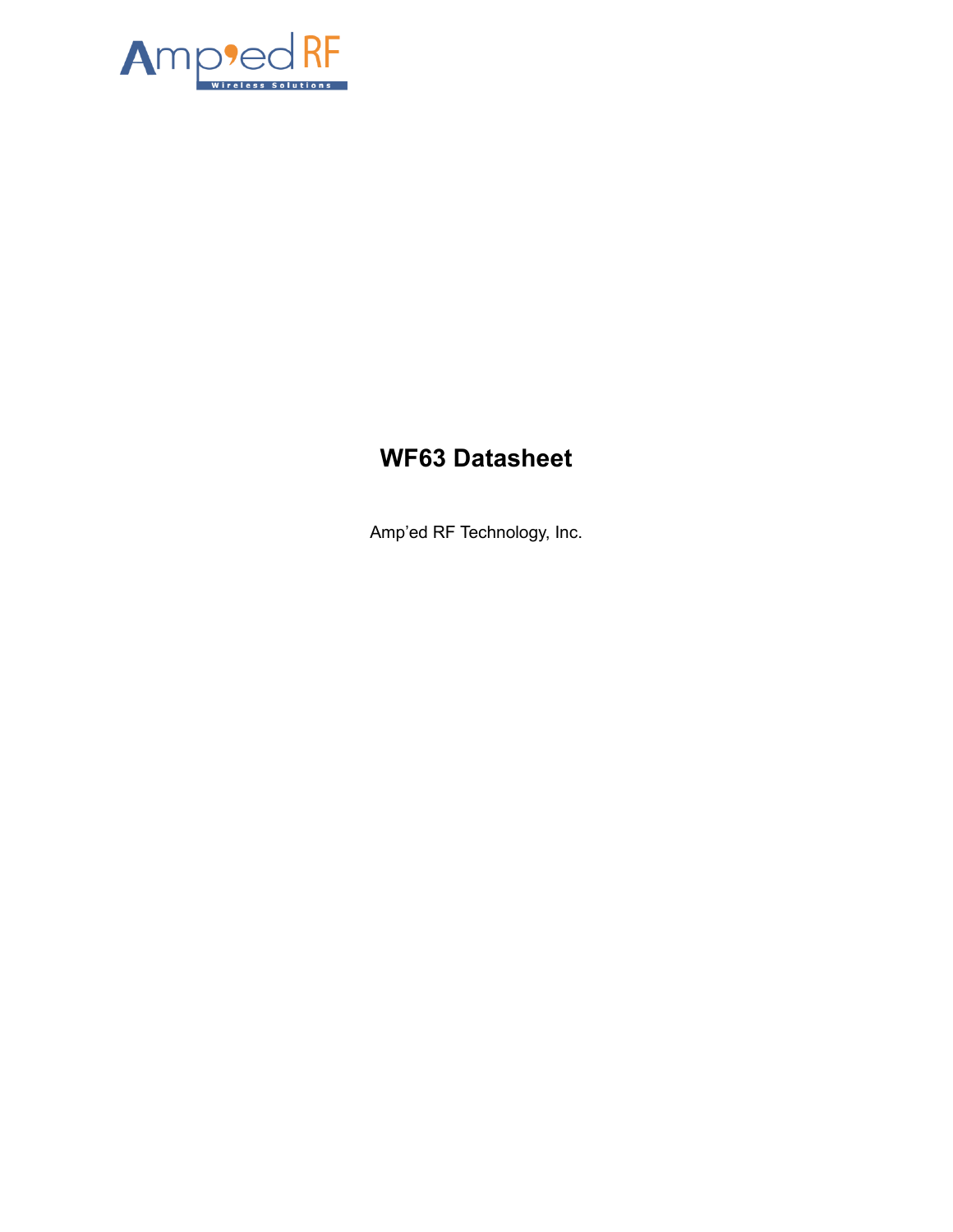# WF63 Datasheet

Amp'ed RF Technology, Inc.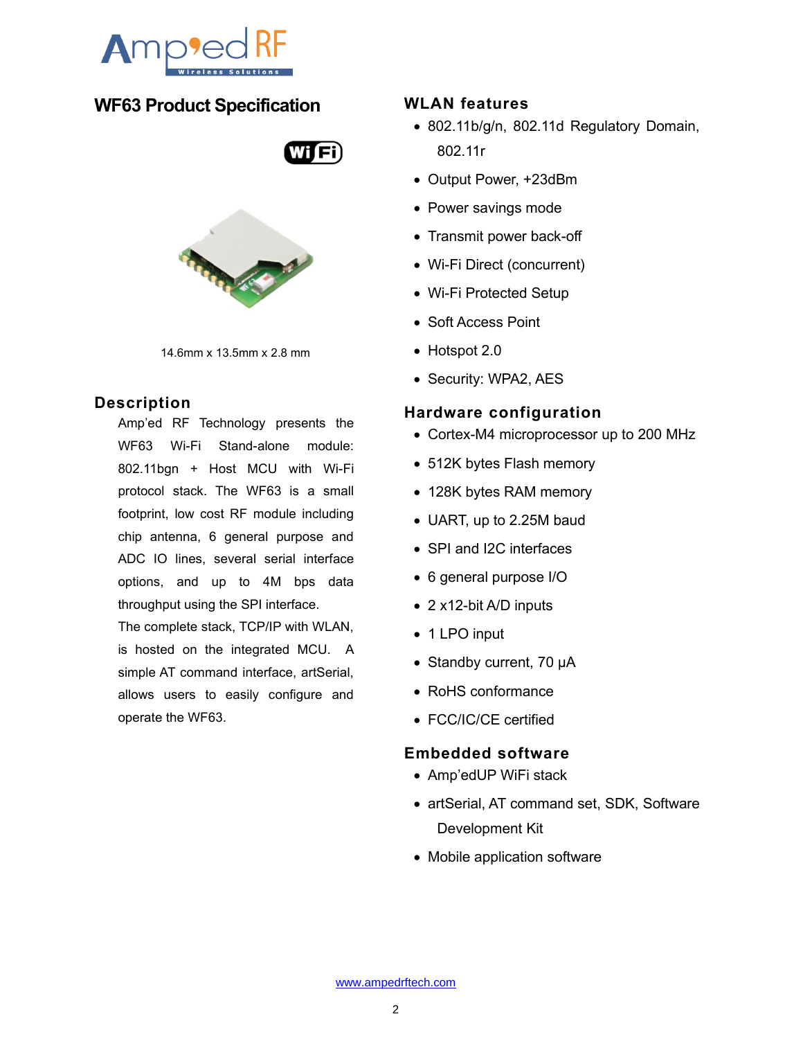# WF63 Product Specification

14.6mm x 13.5mm x 2.8 mm

## Description

Amp'ed RF Technology presents the WF63 Wi-Fi Stand-alone module: 802.11bgn + Host MCU with Wi-Fi protocol stack. The WF63 is a small footprint, low cost RF module including chip antenna, 6 general purpose and ADC IO lines, several serial interface options, and up to 4M bps data throughput using the SPI interface.

The complete stack, TCP/IP with WLAN, is hosted on the integrated MCU. A simple AT command interface, artSerial, allows users to easily configure and operate the WF63.

## WLAN features

- 802.11b/g/n, 802.11d Regulatory Domain, 802.11r
- Output Power, +23dBm
- Power savings mode
- Transmit power back-off
- Wi-Fi Direct (concurrent)
- Wi-Fi Protected Setup
- Soft Access Point
- Hotspot 2.0
- Security: WPA2, AES

## Hardware configuration

- Cortex-M4 microprocessor up to 200 MHz
- 512K bytes Flash memory
- 128K bytes RAM memory
- UART, up to 2.25M baud
- SPI and I2C interfaces
- 6 general purpose I/O
- 2 x12-bit A/D inputs
- 1 LPO input
- Standby current, 70 µA
- RoHS conformance
- FCC/IC/CE certified

## Embedded software

- Amp'edUP WiFi stack
- artSerial, AT command set, SDK, Software Development Kit
- Mobile application software

www.ampedrftech.com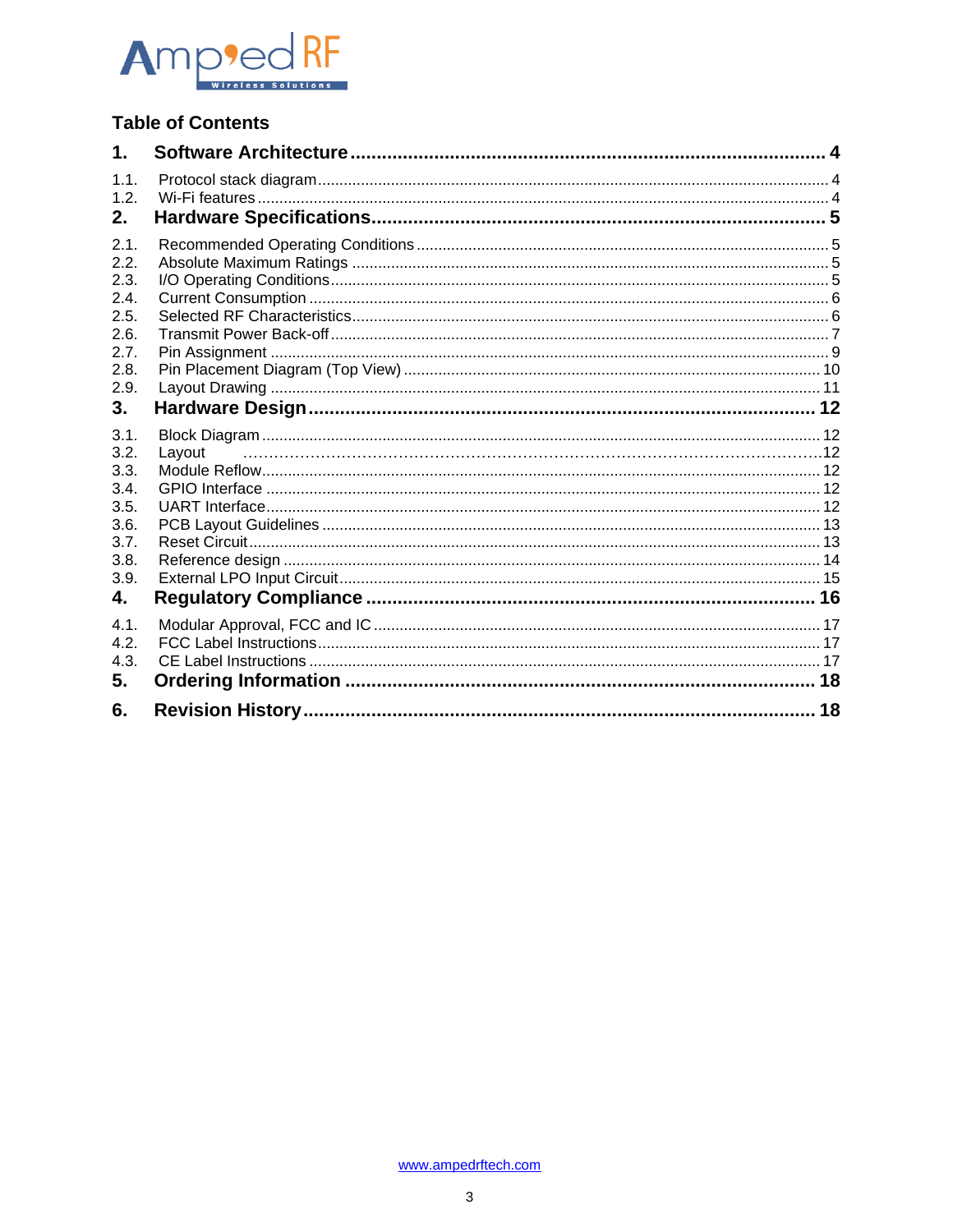## Table of Contents

**1. Software Architecture ........ 4**

1.1. Protocol stack diagram ........ 4
1.2. Wi-Fi features ........ 4

**2. Hardware Specifications ........ 5**

2.1. Recommended Operating Conditions ........ 5
2.2. Absolute Maximum Ratings ........ 5
2.3. I/O Operating Conditions ........ 5
2.4. Current Consumption ........ 6
2.5. Selected RF Characteristics ........ 6
2.6. Transmit Power Back-off ........ 7
2.7. Pin Assignment ........ 9
2.8. Pin Placement Diagram (Top View) ........ 10
2.9. Layout Drawing ........ 11

**3. Hardware Design ........ 12**

3.1. Block Diagram ........ 12
3.2. Layout ........ 12
3.3. Module Reflow ........ 12
3.4. GPIO Interface ........ 12
3.5. UART Interface ........ 12
3.6. PCB Layout Guidelines ........ 13
3.7. Reset Circuit ........ 13
3.8. Reference design ........ 14
3.9. External LPO Input Circuit ........ 15

**4. Regulatory Compliance ........ 16**

4.1. Modular Approval, FCC and IC ........ 17
4.2. FCC Label Instructions ........ 17
4.3. CE Label Instructions ........ 17

**5. Ordering Information ........ 18**

**6. Revision History ........ 18**

www.ampedrftech.com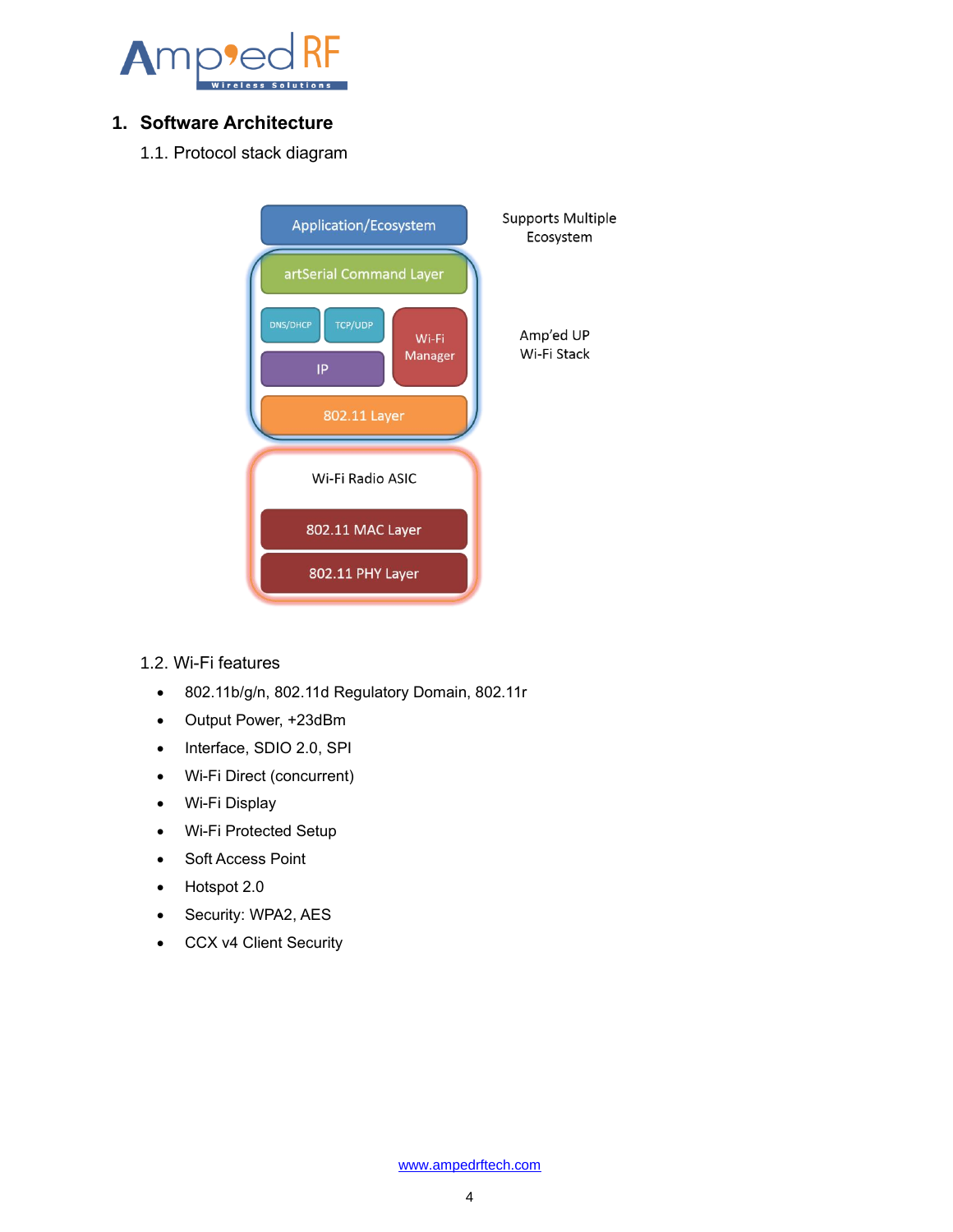# 1. Software Architecture

## 1.1. Protocol stack diagram

Application/Ecosystem — Supports Multiple Ecosystem

artSerial Command Layer

DNS/DHCP | TCP/UDP | Wi-Fi Manager

IP

802.11 Layer

Amp'ed UP Wi-Fi Stack

Wi-Fi Radio ASIC

802.11 MAC Layer

802.11 PHY Layer

## 1.2. Wi-Fi features

- 802.11b/g/n, 802.11d Regulatory Domain, 802.11r
- Output Power, +23dBm
- Interface, SDIO 2.0, SPI
- Wi-Fi Direct (concurrent)
- Wi-Fi Display
- Wi-Fi Protected Setup
- Soft Access Point
- Hotspot 2.0
- Security: WPA2, AES
- CCX v4 Client Security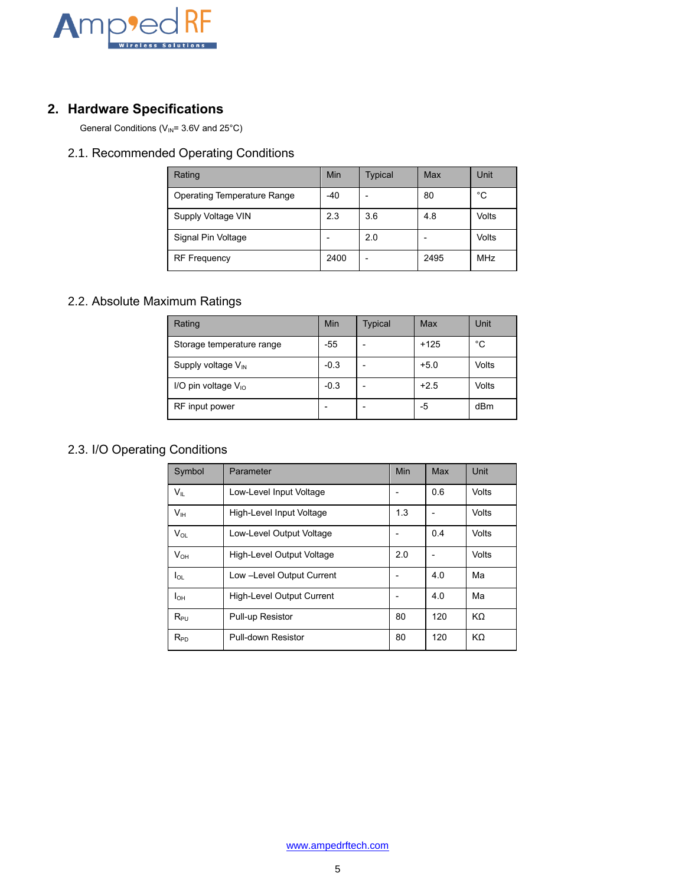## 2. Hardware Specifications

General Conditions ($V_{IN}$= 3.6V and 25°C)

### 2.1. Recommended Operating Conditions

| Rating | Min | Typical | Max | Unit |
|---|---|---|---|---|
| Operating Temperature Range | -40 | - | 80 | °C |
| Supply Voltage VIN | 2.3 | 3.6 | 4.8 | Volts |
| Signal Pin Voltage | - | 2.0 | - | Volts |
| RF Frequency | 2400 | - | 2495 | MHz |

### 2.2. Absolute Maximum Ratings

| Rating | Min | Typical | Max | Unit |
|---|---|---|---|---|
| Storage temperature range | -55 | - | +125 | °C |
| Supply voltage $V_{IN}$ | -0.3 | - | +5.0 | Volts |
| I/O pin voltage $V_{IO}$ | -0.3 | - | +2.5 | Volts |
| RF input power | - | - | -5 | dBm |

### 2.3. I/O Operating Conditions

| Symbol | Parameter | Min | Max | Unit |
|---|---|---|---|---|
| $V_{IL}$ | Low-Level Input Voltage | - | 0.6 | Volts |
| $V_{IH}$ | High-Level Input Voltage | 1.3 | - | Volts |
| $V_{OL}$ | Low-Level Output Voltage | - | 0.4 | Volts |
| $V_{OH}$ | High-Level Output Voltage | 2.0 | - | Volts |
| $I_{OL}$ | Low –Level Output Current | - | 4.0 | Ma |
| $I_{OH}$ | High-Level Output Current | - | 4.0 | Ma |
| $R_{PU}$ | Pull-up Resistor | 80 | 120 | KΩ |
| $R_{PD}$ | Pull-down Resistor | 80 | 120 | KΩ |

www.ampedrftech.com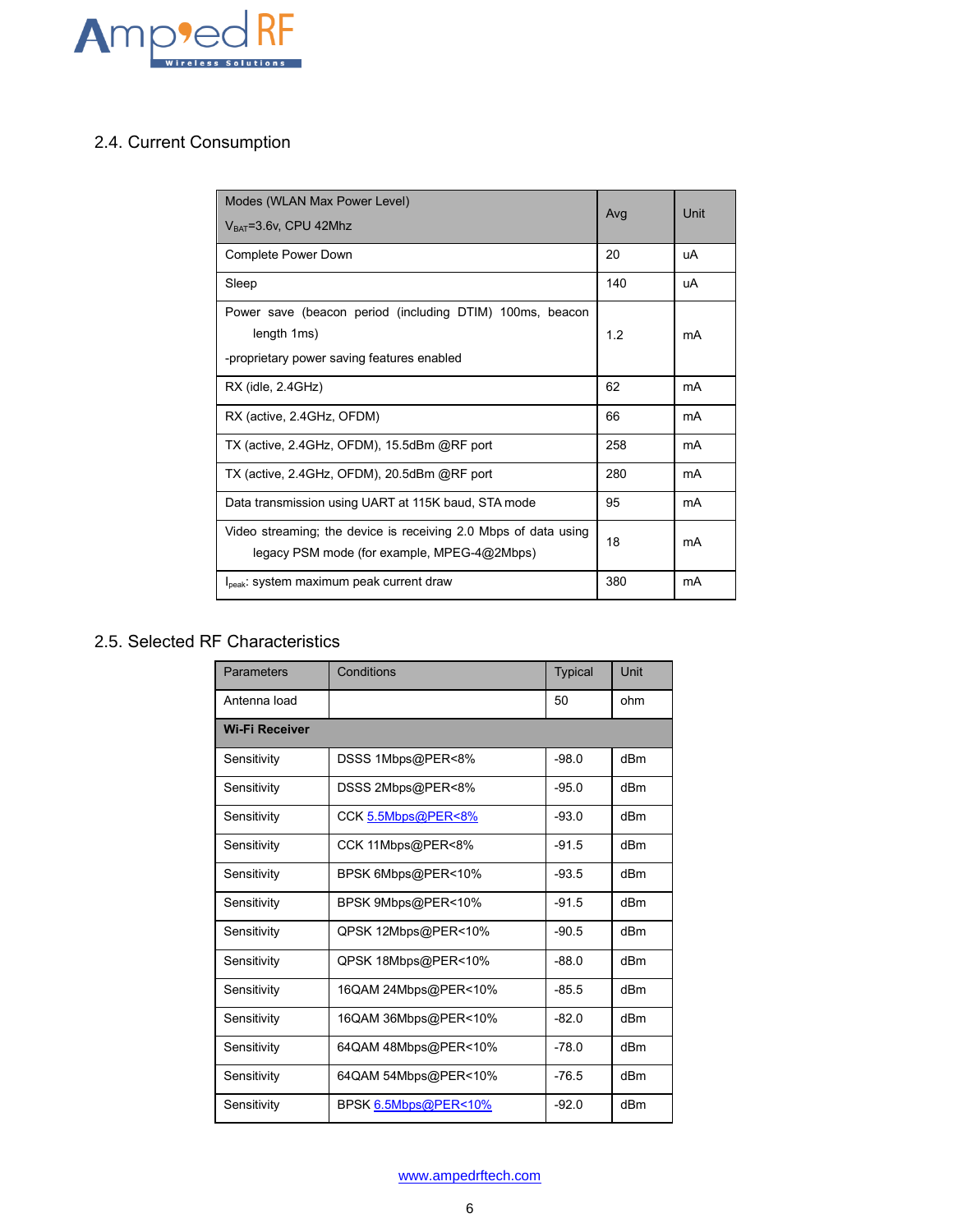## 2.4. Current Consumption

| Modes (WLAN Max Power Level)<br>$V_{BAT}$=3.6v, CPU 42Mhz | Avg | Unit |
|---|---|---|
| Complete Power Down | 20 | uA |
| Sleep | 140 | uA |
| Power save (beacon period (including DTIM) 100ms, beacon length 1ms)<br>-proprietary power saving features enabled | 1.2 | mA |
| RX (idle, 2.4GHz) | 62 | mA |
| RX (active, 2.4GHz, OFDM) | 66 | mA |
| TX (active, 2.4GHz, OFDM), 15.5dBm @RF port | 258 | mA |
| TX (active, 2.4GHz, OFDM), 20.5dBm @RF port | 280 | mA |
| Data transmission using UART at 115K baud, STA mode | 95 | mA |
| Video streaming; the device is receiving 2.0 Mbps of data using legacy PSM mode (for example, MPEG-4@2Mbps) | 18 | mA |
| $I_{peak}$: system maximum peak current draw | 380 | mA |

## 2.5. Selected RF Characteristics

| Parameters | Conditions | Typical | Unit |
|---|---|---|---|
| Antenna load | | 50 | ohm |
| **Wi-Fi Receiver** | | | |
| Sensitivity | DSSS 1Mbps@PER<8% | -98.0 | dBm |
| Sensitivity | DSSS 2Mbps@PER<8% | -95.0 | dBm |
| Sensitivity | CCK 5.5Mbps@PER<8% | -93.0 | dBm |
| Sensitivity | CCK 11Mbps@PER<8% | -91.5 | dBm |
| Sensitivity | BPSK 6Mbps@PER<10% | -93.5 | dBm |
| Sensitivity | BPSK 9Mbps@PER<10% | -91.5 | dBm |
| Sensitivity | QPSK 12Mbps@PER<10% | -90.5 | dBm |
| Sensitivity | QPSK 18Mbps@PER<10% | -88.0 | dBm |
| Sensitivity | 16QAM 24Mbps@PER<10% | -85.5 | dBm |
| Sensitivity | 16QAM 36Mbps@PER<10% | -82.0 | dBm |
| Sensitivity | 64QAM 48Mbps@PER<10% | -78.0 | dBm |
| Sensitivity | 64QAM 54Mbps@PER<10% | -76.5 | dBm |
| Sensitivity | BPSK 6.5Mbps@PER<10% | -92.0 | dBm |

www.ampedrftech.com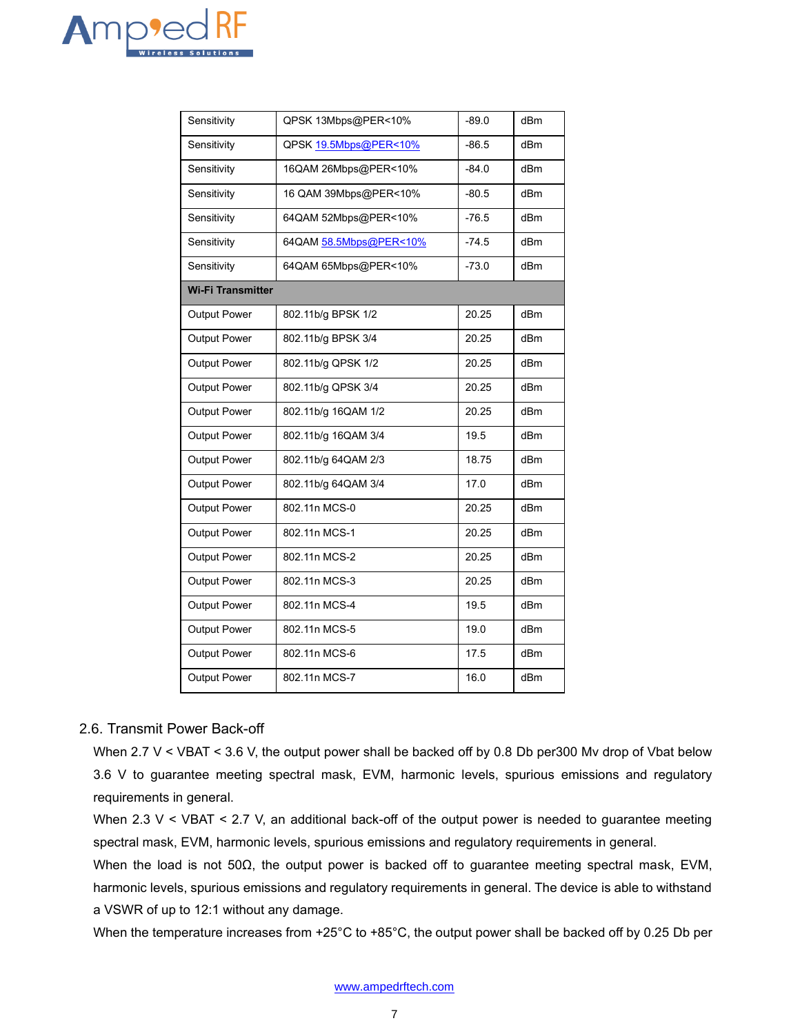| Sensitivity | QPSK 13Mbps@PER<10% | -89.0 | dBm |
|---|---|---|---|
| Sensitivity | QPSK 19.5Mbps@PER<10% | -86.5 | dBm |
| Sensitivity | 16QAM 26Mbps@PER<10% | -84.0 | dBm |
| Sensitivity | 16 QAM 39Mbps@PER<10% | -80.5 | dBm |
| Sensitivity | 64QAM 52Mbps@PER<10% | -76.5 | dBm |
| Sensitivity | 64QAM 58.5Mbps@PER<10% | -74.5 | dBm |
| Sensitivity | 64QAM 65Mbps@PER<10% | -73.0 | dBm |
| **Wi-Fi Transmitter** | | | |
| Output Power | 802.11b/g BPSK 1/2 | 20.25 | dBm |
| Output Power | 802.11b/g BPSK 3/4 | 20.25 | dBm |
| Output Power | 802.11b/g QPSK 1/2 | 20.25 | dBm |
| Output Power | 802.11b/g QPSK 3/4 | 20.25 | dBm |
| Output Power | 802.11b/g 16QAM 1/2 | 20.25 | dBm |
| Output Power | 802.11b/g 16QAM 3/4 | 19.5 | dBm |
| Output Power | 802.11b/g 64QAM 2/3 | 18.75 | dBm |
| Output Power | 802.11b/g 64QAM 3/4 | 17.0 | dBm |
| Output Power | 802.11n MCS-0 | 20.25 | dBm |
| Output Power | 802.11n MCS-1 | 20.25 | dBm |
| Output Power | 802.11n MCS-2 | 20.25 | dBm |
| Output Power | 802.11n MCS-3 | 20.25 | dBm |
| Output Power | 802.11n MCS-4 | 19.5 | dBm |
| Output Power | 802.11n MCS-5 | 19.0 | dBm |
| Output Power | 802.11n MCS-6 | 17.5 | dBm |
| Output Power | 802.11n MCS-7 | 16.0 | dBm |

## 2.6. Transmit Power Back-off

When 2.7 V < VBAT < 3.6 V, the output power shall be backed off by 0.8 Db per300 Mv drop of Vbat below 3.6 V to guarantee meeting spectral mask, EVM, harmonic levels, spurious emissions and regulatory requirements in general.

When 2.3 V < VBAT < 2.7 V, an additional back-off of the output power is needed to guarantee meeting spectral mask, EVM, harmonic levels, spurious emissions and regulatory requirements in general.

When the load is not 50Ω, the output power is backed off to guarantee meeting spectral mask, EVM, harmonic levels, spurious emissions and regulatory requirements in general. The device is able to withstand a VSWR of up to 12:1 without any damage.

When the temperature increases from +25°C to +85°C, the output power shall be backed off by 0.25 Db per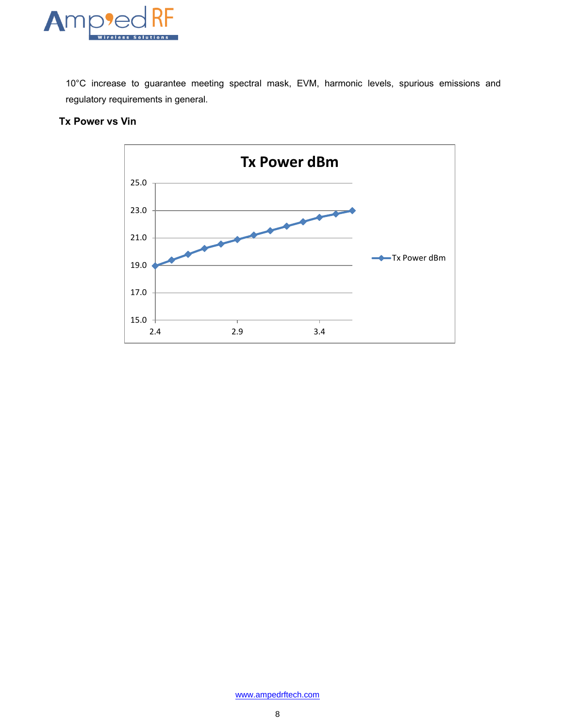10°C increase to guarantee meeting spectral mask, EVM, harmonic levels, spurious emissions and regulatory requirements in general.

**Tx Power vs Vin**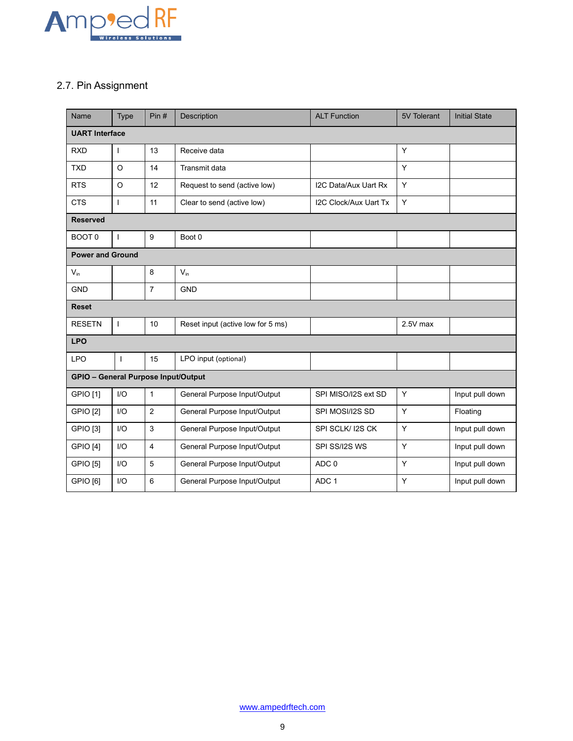## 2.7. Pin Assignment

| Name | Type | Pin # | Description | ALT Function | 5V Tolerant | Initial State |
|---|---|---|---|---|---|---|
| **UART Interface** | | | | | | |
| RXD | I | 13 | Receive data | | Y | |
| TXD | O | 14 | Transmit data | | Y | |
| RTS | O | 12 | Request to send (active low) | I2C Data/Aux Uart Rx | Y | |
| CTS | I | 11 | Clear to send (active low) | I2C Clock/Aux Uart Tx | Y | |
| **Reserved** | | | | | | |
| BOOT 0 | I | 9 | Boot 0 | | | |
| **Power and Ground** | | | | | | |
| $V_{in}$ | | 8 | $V_{in}$ | | | |
| GND | | 7 | GND | | | |
| **Reset** | | | | | | |
| RESETN | I | 10 | Reset input (active low for 5 ms) | | 2.5V max | |
| **LPO** | | | | | | |
| LPO | I | 15 | LPO input (optional) | | | |
| **GPIO – General Purpose Input/Output** | | | | | | |
| GPIO [1] | I/O | 1 | General Purpose Input/Output | SPI MISO/I2S ext SD | Y | Input pull down |
| GPIO [2] | I/O | 2 | General Purpose Input/Output | SPI MOSI/I2S SD | Y | Floating |
| GPIO [3] | I/O | 3 | General Purpose Input/Output | SPI SCLK/ I2S CK | Y | Input pull down |
| GPIO [4] | I/O | 4 | General Purpose Input/Output | SPI SS/I2S WS | Y | Input pull down |
| GPIO [5] | I/O | 5 | General Purpose Input/Output | ADC 0 | Y | Input pull down |
| GPIO [6] | I/O | 6 | General Purpose Input/Output | ADC 1 | Y | Input pull down |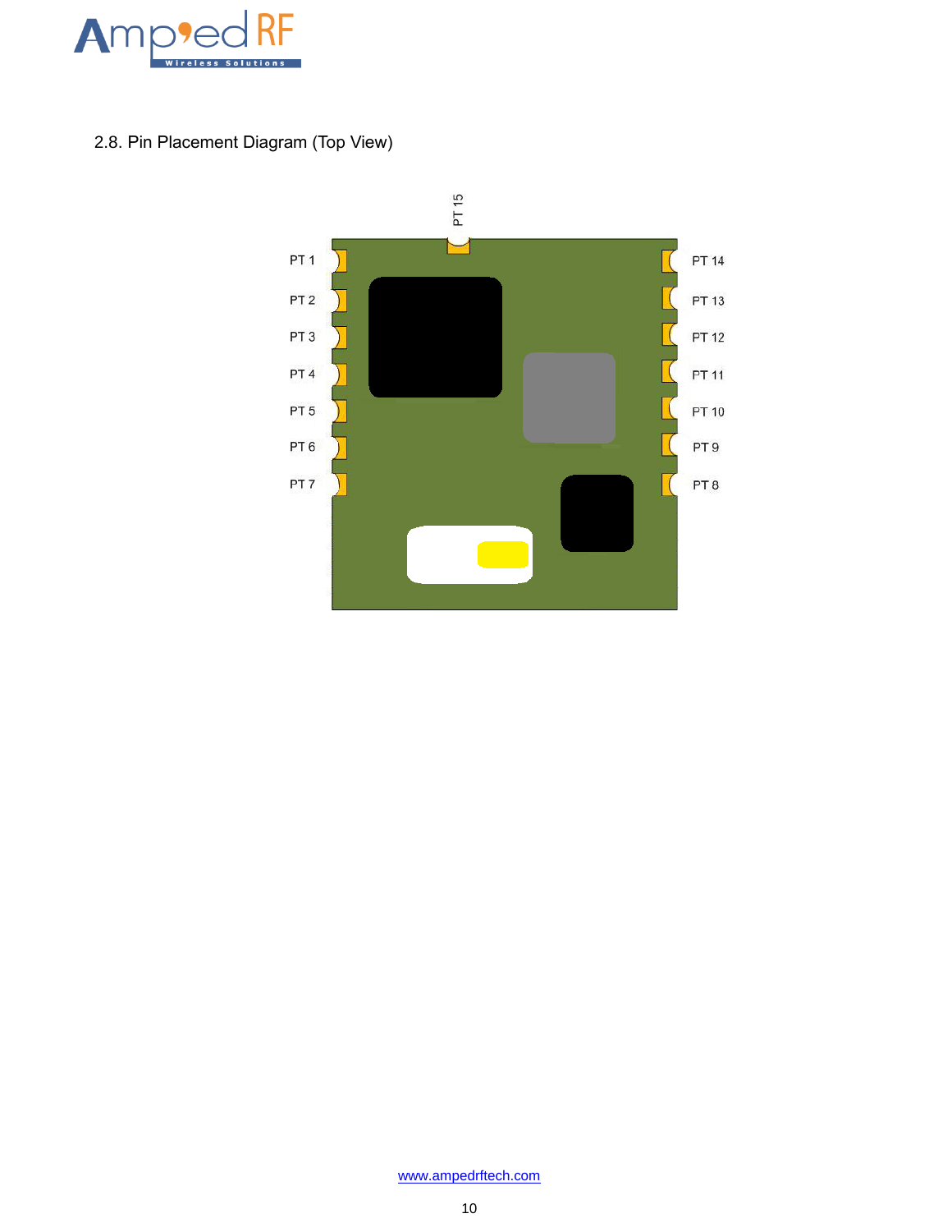## 2.8. Pin Placement Diagram (Top View)

PT 15

PT 1 PT 14

PT 2 PT 13

PT 3 PT 12

PT 4 PT 11

PT 5 PT 10

PT 6 PT 9

PT 7 PT 8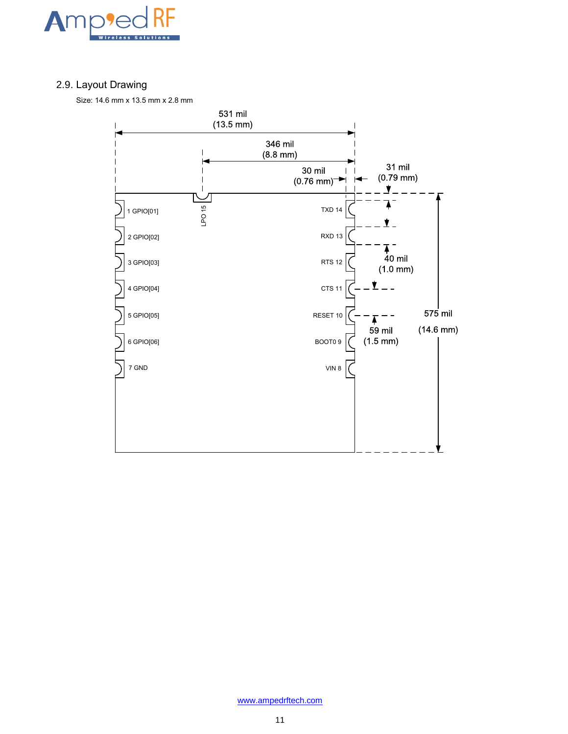## 2.9. Layout Drawing

Size: 14.6 mm x 13.5 mm x 2.8 mm

531 mil (13.5 mm)

346 mil (8.8 mm)

30 mil (0.76 mm)

31 mil (0.79 mm)

40 mil (1.0 mm)

59 mil (1.5 mm)

575 mil (14.6 mm)

LPO 15

| Left | Right |
| --- | --- |
| 1 GPIO[01] | TXD 14 |
| 2 GPIO[02] | RXD 13 |
| 3 GPIO[03] | RTS 12 |
| 4 GPIO[04] | CTS 11 |
| 5 GPIO[05] | RESET 10 |
| 6 GPIO[06] | BOOT0 9 |
| 7 GND | VIN 8 |

www.ampedrftech.com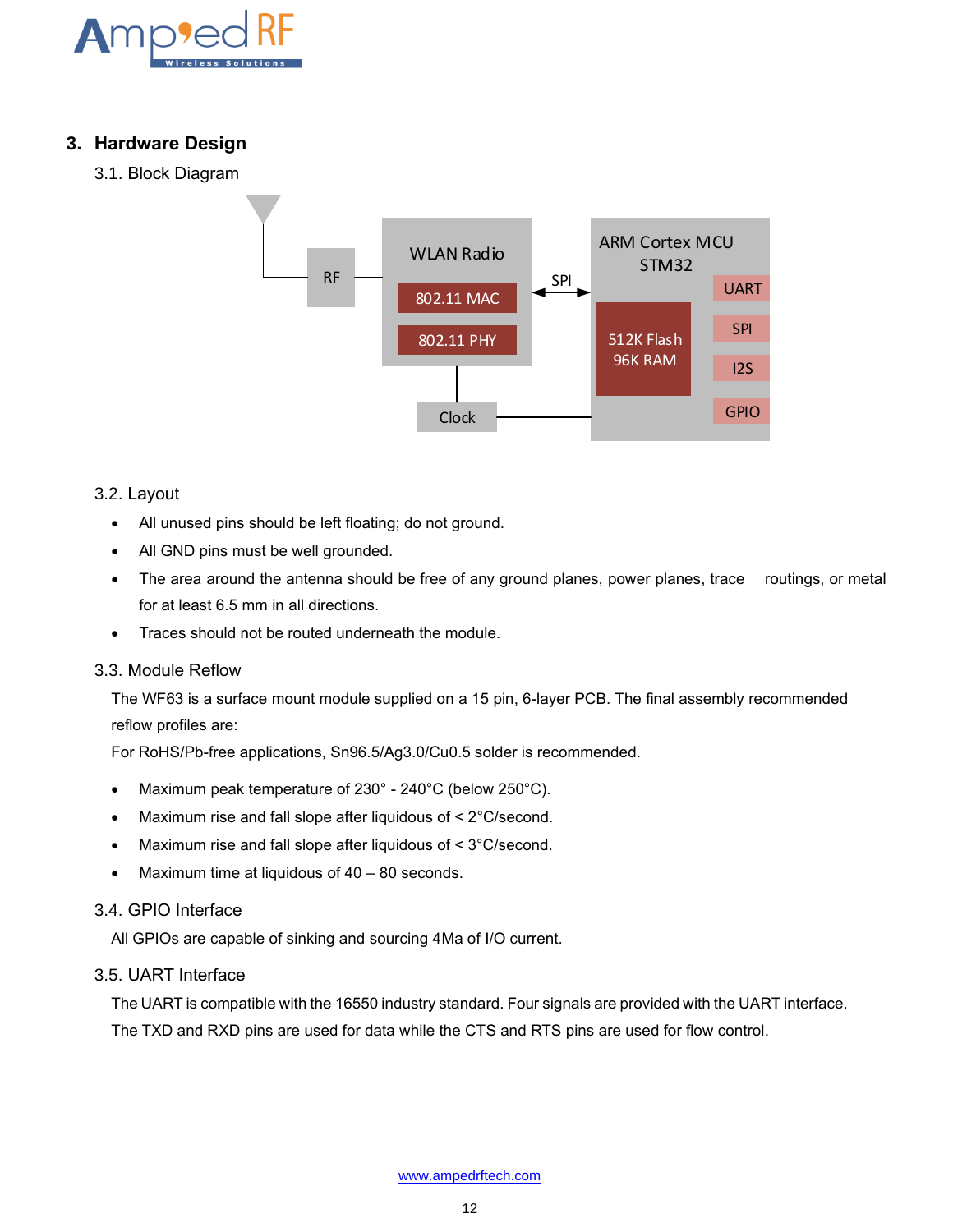## 3. Hardware Design

### 3.1. Block Diagram

### 3.2. Layout

- All unused pins should be left floating; do not ground.
- All GND pins must be well grounded.
- The area around the antenna should be free of any ground planes, power planes, trace routings, or metal for at least 6.5 mm in all directions.
- Traces should not be routed underneath the module.

### 3.3. Module Reflow

The WF63 is a surface mount module supplied on a 15 pin, 6-layer PCB. The final assembly recommended reflow profiles are:

For RoHS/Pb-free applications, Sn96.5/Ag3.0/Cu0.5 solder is recommended.

- Maximum peak temperature of 230° - 240°C (below 250°C).
- Maximum rise and fall slope after liquidous of < 2°C/second.
- Maximum rise and fall slope after liquidous of < 3°C/second.
- Maximum time at liquidous of 40 – 80 seconds.

### 3.4. GPIO Interface

All GPIOs are capable of sinking and sourcing 4Ma of I/O current.

### 3.5. UART Interface

The UART is compatible with the 16550 industry standard. Four signals are provided with the UART interface. The TXD and RXD pins are used for data while the CTS and RTS pins are used for flow control.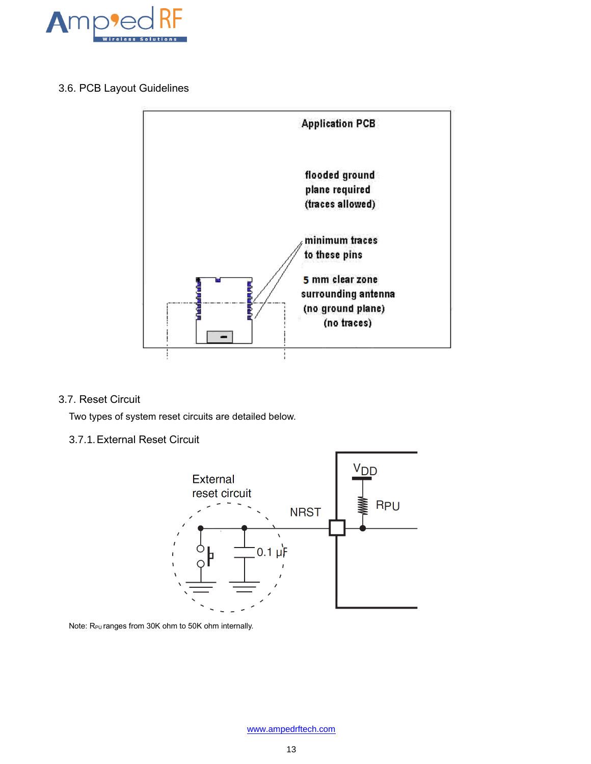## 3.6. PCB Layout Guidelines

## 3.7. Reset Circuit

Two types of system reset circuits are detailed below.

### 3.7.1. External Reset Circuit

Note: $R_{PU}$ ranges from 30K ohm to 50K ohm internally.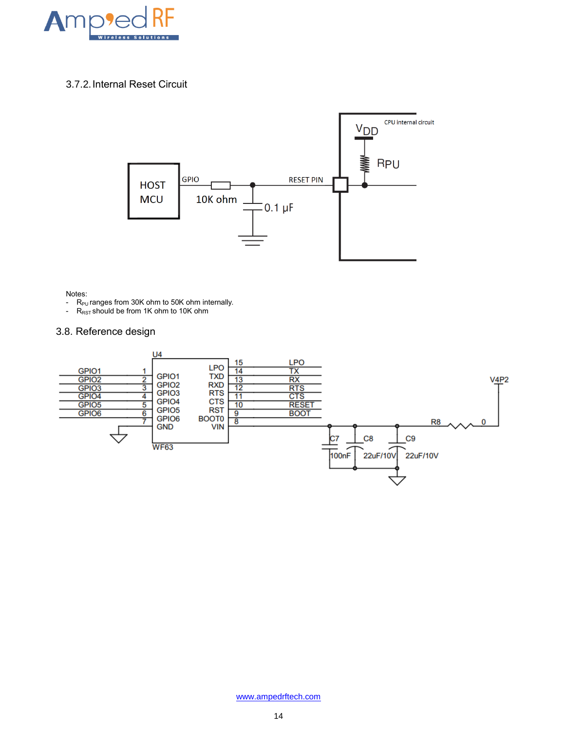### 3.7.2. Internal Reset Circuit

Notes:

- $R_{PU}$ ranges from 30K ohm to 50K ohm internally.
- $R_{RST}$ should be from 1K ohm to 10K ohm

## 3.8. Reference design

www.ampedrftech.com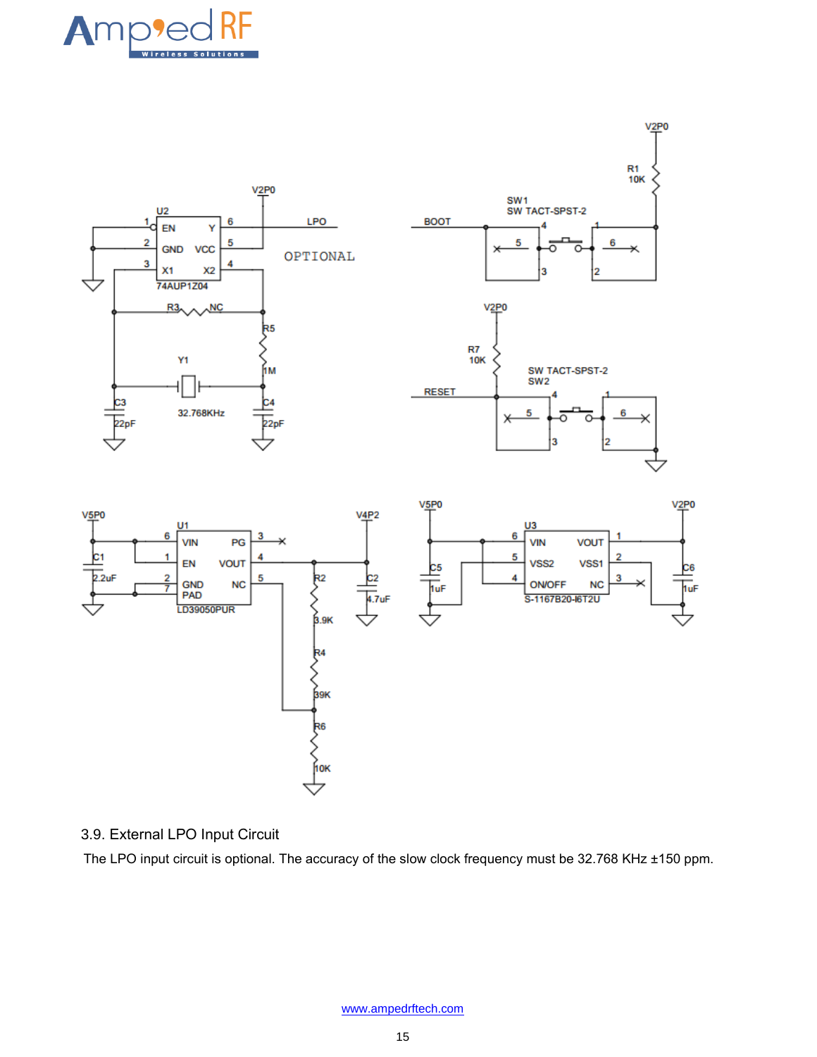### 3.9. External LPO Input Circuit

The LPO input circuit is optional. The accuracy of the slow clock frequency must be 32.768 KHz ±150 ppm.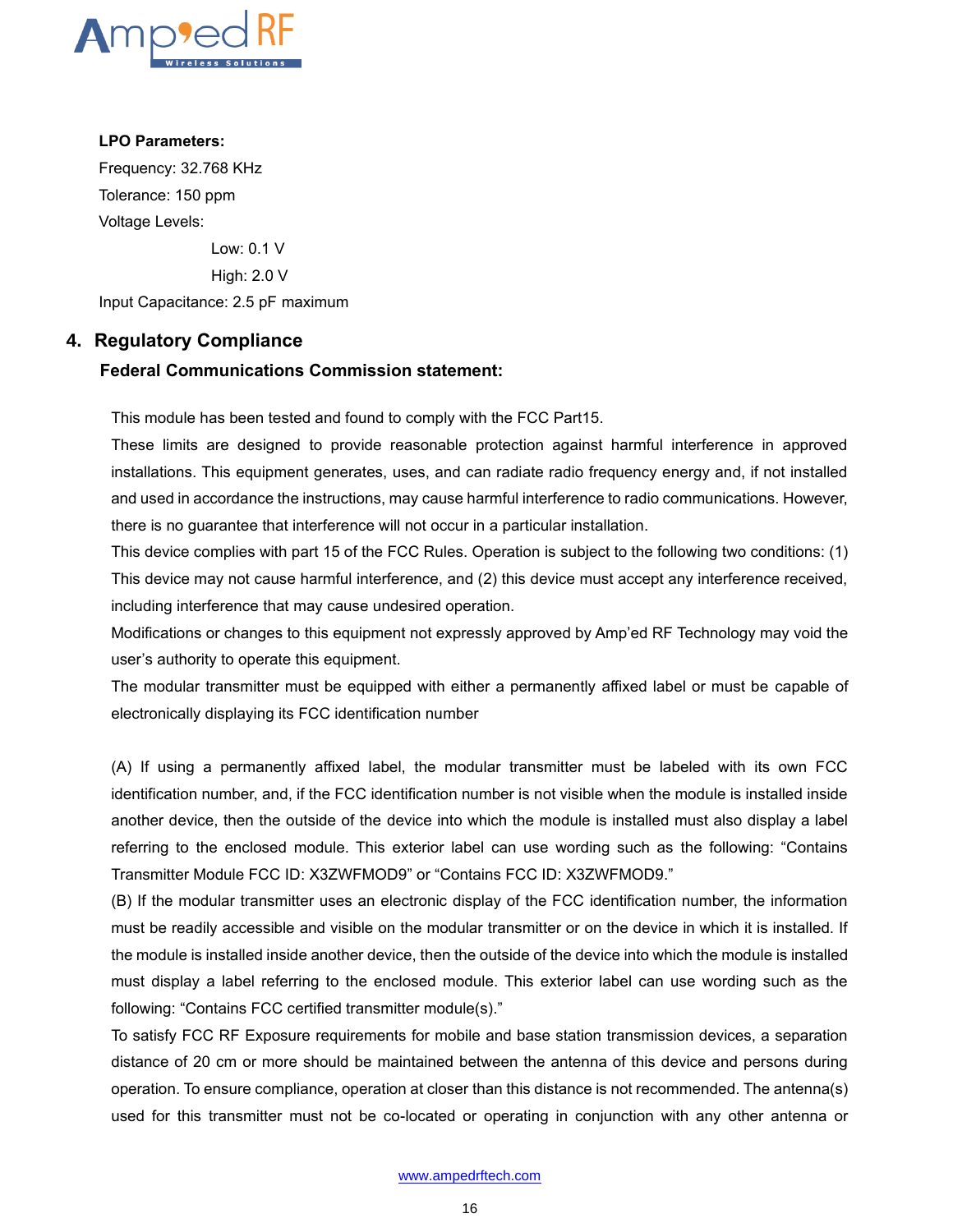**LPO Parameters:**

Frequency: 32.768 KHz

Tolerance: 150 ppm

Voltage Levels:

Low: 0.1 V

High: 2.0 V

Input Capacitance: 2.5 pF maximum

## 4. Regulatory Compliance

### Federal Communications Commission statement:

This module has been tested and found to comply with the FCC Part15.

These limits are designed to provide reasonable protection against harmful interference in approved installations. This equipment generates, uses, and can radiate radio frequency energy and, if not installed and used in accordance the instructions, may cause harmful interference to radio communications. However, there is no guarantee that interference will not occur in a particular installation.

This device complies with part 15 of the FCC Rules. Operation is subject to the following two conditions: (1) This device may not cause harmful interference, and (2) this device must accept any interference received, including interference that may cause undesired operation.

Modifications or changes to this equipment not expressly approved by Amp'ed RF Technology may void the user's authority to operate this equipment.

The modular transmitter must be equipped with either a permanently affixed label or must be capable of electronically displaying its FCC identification number

(A) If using a permanently affixed label, the modular transmitter must be labeled with its own FCC identification number, and, if the FCC identification number is not visible when the module is installed inside another device, then the outside of the device into which the module is installed must also display a label referring to the enclosed module. This exterior label can use wording such as the following: "Contains Transmitter Module FCC ID: X3ZWFMOD9" or "Contains FCC ID: X3ZWFMOD9."

(B) If the modular transmitter uses an electronic display of the FCC identification number, the information must be readily accessible and visible on the modular transmitter or on the device in which it is installed. If the module is installed inside another device, then the outside of the device into which the module is installed must display a label referring to the enclosed module. This exterior label can use wording such as the following: "Contains FCC certified transmitter module(s)."

To satisfy FCC RF Exposure requirements for mobile and base station transmission devices, a separation distance of 20 cm or more should be maintained between the antenna of this device and persons during operation. To ensure compliance, operation at closer than this distance is not recommended. The antenna(s) used for this transmitter must not be co-located or operating in conjunction with any other antenna or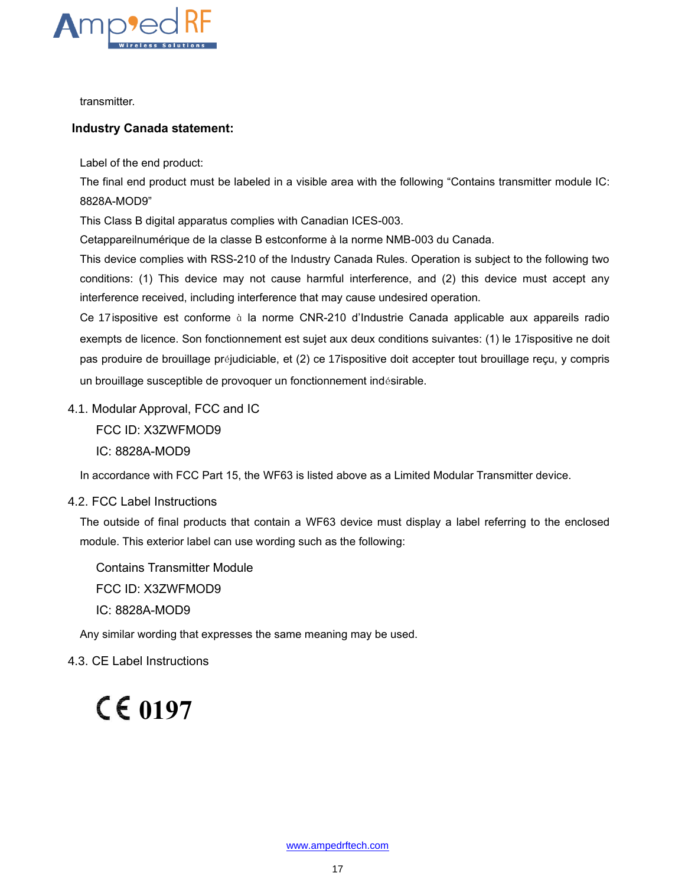transmitter.

**Industry Canada statement:**

Label of the end product:

The final end product must be labeled in a visible area with the following "Contains transmitter module IC: 8828A-MOD9"

This Class B digital apparatus complies with Canadian ICES-003.

Cetappareilnumérique de la classe B estconforme à la norme NMB-003 du Canada.

This device complies with RSS-210 of the Industry Canada Rules. Operation is subject to the following two conditions: (1) This device may not cause harmful interference, and (2) this device must accept any interference received, including interference that may cause undesired operation.

Ce 17ispositive est conforme à la norme CNR-210 d'Industrie Canada applicable aux appareils radio exempts de licence. Son fonctionnement est sujet aux deux conditions suivantes: (1) le 17ispositive ne doit pas produire de brouillage préjudiciable, et (2) ce 17ispositive doit accepter tout brouillage reçu, y compris un brouillage susceptible de provoquer un fonctionnement indésirable.

## 4.1. Modular Approval, FCC and IC

FCC ID: X3ZWFMOD9

IC: 8828A-MOD9

In accordance with FCC Part 15, the WF63 is listed above as a Limited Modular Transmitter device.

## 4.2. FCC Label Instructions

The outside of final products that contain a WF63 device must display a label referring to the enclosed module. This exterior label can use wording such as the following:

Contains Transmitter Module

FCC ID: X3ZWFMOD9

IC: 8828A-MOD9

Any similar wording that expresses the same meaning may be used.

## 4.3. CE Label Instructions

CE 0197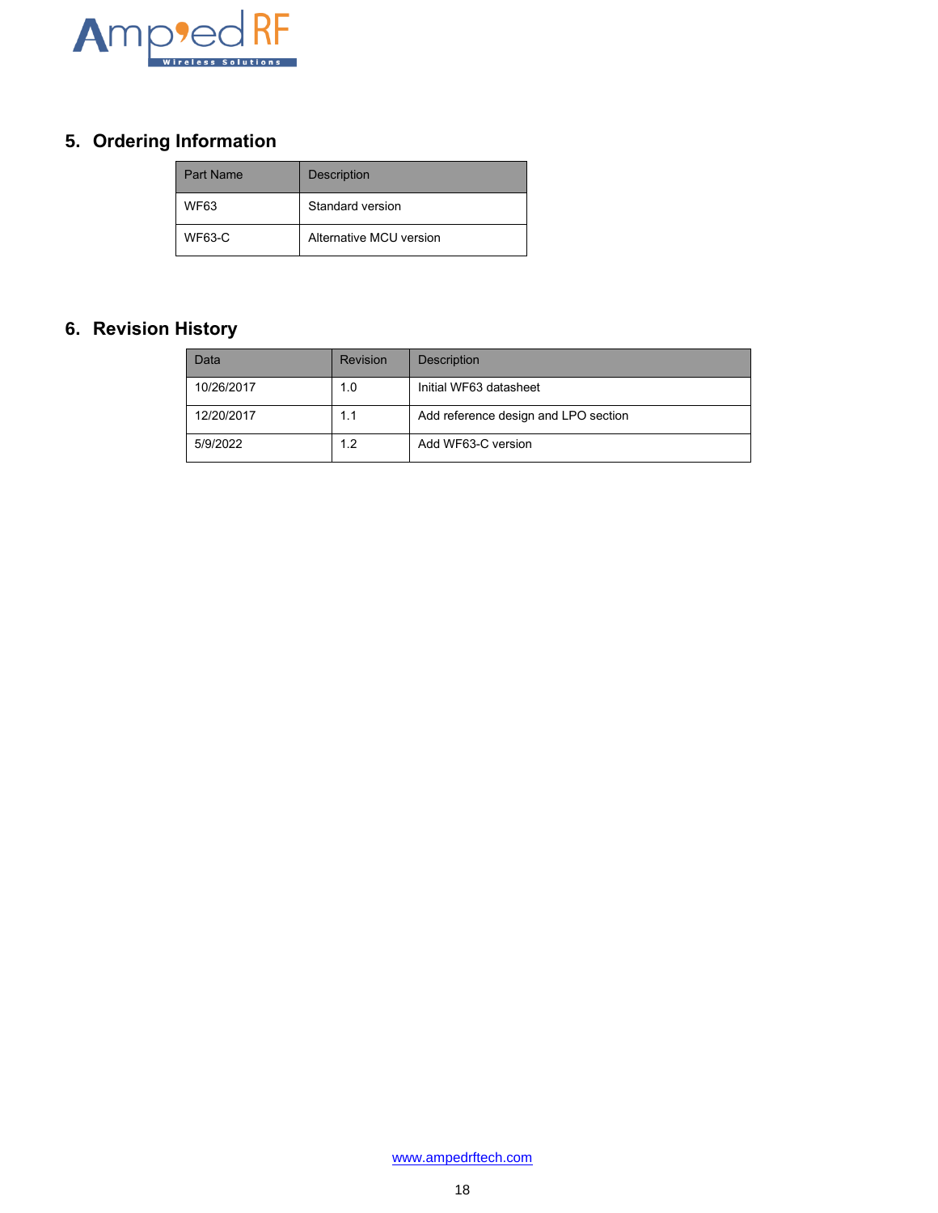## 5. Ordering Information

| Part Name | Description |
| --- | --- |
| WF63 | Standard version |
| WF63-C | Alternative MCU version |

## 6. Revision History

| Data | Revision | Description |
| --- | --- | --- |
| 10/26/2017 | 1.0 | Initial WF63 datasheet |
| 12/20/2017 | 1.1 | Add reference design and LPO section |
| 5/9/2022 | 1.2 | Add WF63-C version |